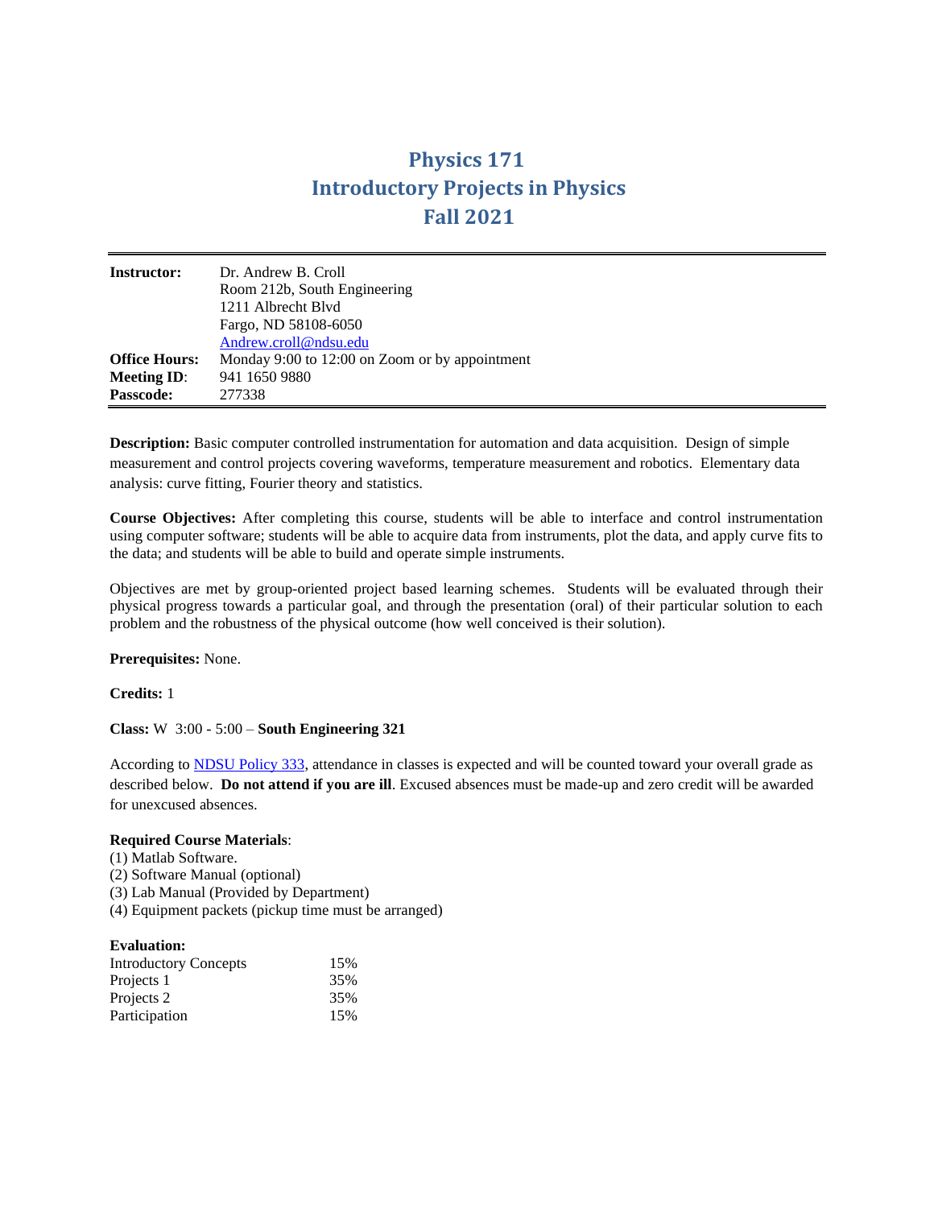# Physics 171
# Introductory Projects in Physics
# Fall 2021

| | |
|---|---|
| **Instructor:** | Dr. Andrew B. Croll<br>Room 212b, South Engineering<br>1211 Albrecht Blvd<br>Fargo, ND 58108-6050<br>Andrew.croll@ndsu.edu |
| **Office Hours:** | Monday 9:00 to 12:00 on Zoom or by appointment |
| **Meeting ID**: | 941 1650 9880 |
| **Passcode:** | 277338 |

**Description:** Basic computer controlled instrumentation for automation and data acquisition. Design of simple measurement and control projects covering waveforms, temperature measurement and robotics. Elementary data analysis: curve fitting, Fourier theory and statistics.

**Course Objectives:** After completing this course, students will be able to interface and control instrumentation using computer software; students will be able to acquire data from instruments, plot the data, and apply curve fits to the data; and students will be able to build and operate simple instruments.

Objectives are met by group-oriented project based learning schemes. Students will be evaluated through their physical progress towards a particular goal, and through the presentation (oral) of their particular solution to each problem and the robustness of the physical outcome (how well conceived is their solution).

**Prerequisites:** None.

**Credits:** 1

**Class:** W 3:00 - 5:00 – **South Engineering 321**

According to NDSU Policy 333, attendance in classes is expected and will be counted toward your overall grade as described below. **Do not attend if you are ill**. Excused absences must be made-up and zero credit will be awarded for unexcused absences.

**Required Course Materials**:
(1) Matlab Software.
(2) Software Manual (optional)
(3) Lab Manual (Provided by Department)
(4) Equipment packets (pickup time must be arranged)

**Evaluation:**

| | |
|---|---|
| Introductory Concepts | 15% |
| Projects 1 | 35% |
| Projects 2 | 35% |
| Participation | 15% |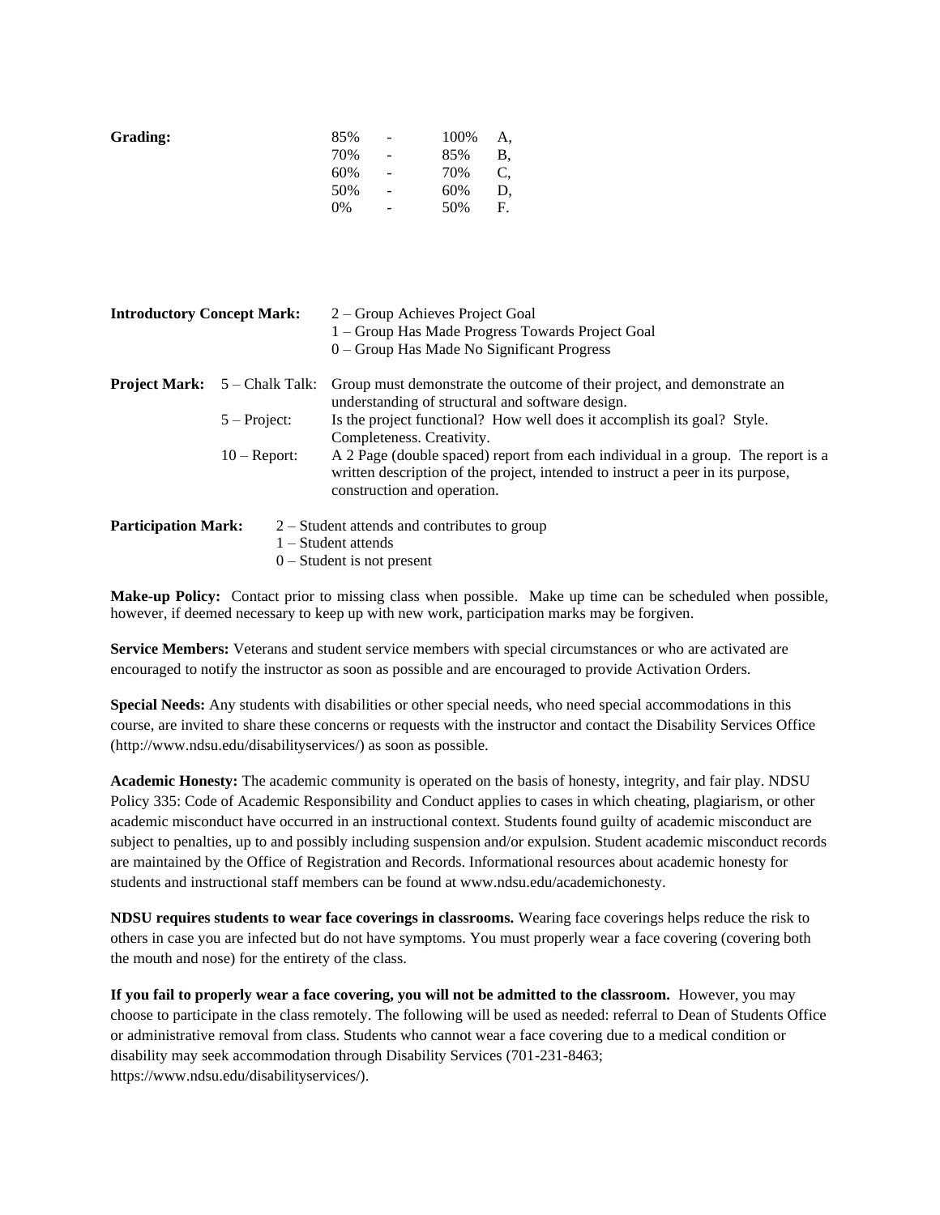**Grading:**

| | | | |
|---|---|---|---|
| 85% | - | 100% | A, |
| 70% | - | 85% | B, |
| 60% | - | 70% | C, |
| 50% | - | 60% | D, |
| 0% | - | 50% | F. |

**Introductory Concept Mark:**
2 – Group Achieves Project Goal
1 – Group Has Made Progress Towards Project Goal
0 – Group Has Made No Significant Progress

**Project Mark:**

| | |
|---|---|
| 5 – Chalk Talk: | Group must demonstrate the outcome of their project, and demonstrate an understanding of structural and software design. |
| 5 – Project: | Is the project functional? How well does it accomplish its goal? Style. Completeness. Creativity. |
| 10 – Report: | A 2 Page (double spaced) report from each individual in a group. The report is a written description of the project, intended to instruct a peer in its purpose, construction and operation. |

**Participation Mark:**
2 – Student attends and contributes to group
1 – Student attends
0 – Student is not present

**Make-up Policy:** Contact prior to missing class when possible. Make up time can be scheduled when possible, however, if deemed necessary to keep up with new work, participation marks may be forgiven.

**Service Members:** Veterans and student service members with special circumstances or who are activated are encouraged to notify the instructor as soon as possible and are encouraged to provide Activation Orders.

**Special Needs:** Any students with disabilities or other special needs, who need special accommodations in this course, are invited to share these concerns or requests with the instructor and contact the Disability Services Office (http://www.ndsu.edu/disabilityservices/) as soon as possible.

**Academic Honesty:** The academic community is operated on the basis of honesty, integrity, and fair play. NDSU Policy 335: Code of Academic Responsibility and Conduct applies to cases in which cheating, plagiarism, or other academic misconduct have occurred in an instructional context. Students found guilty of academic misconduct are subject to penalties, up to and possibly including suspension and/or expulsion. Student academic misconduct records are maintained by the Office of Registration and Records. Informational resources about academic honesty for students and instructional staff members can be found at www.ndsu.edu/academichonesty.

**NDSU requires students to wear face coverings in classrooms.** Wearing face coverings helps reduce the risk to others in case you are infected but do not have symptoms. You must properly wear a face covering (covering both the mouth and nose) for the entirety of the class.

**If you fail to properly wear a face covering, you will not be admitted to the classroom.** However, you may choose to participate in the class remotely. The following will be used as needed: referral to Dean of Students Office or administrative removal from class. Students who cannot wear a face covering due to a medical condition or disability may seek accommodation through Disability Services (701-231-8463; https://www.ndsu.edu/disabilityservices/).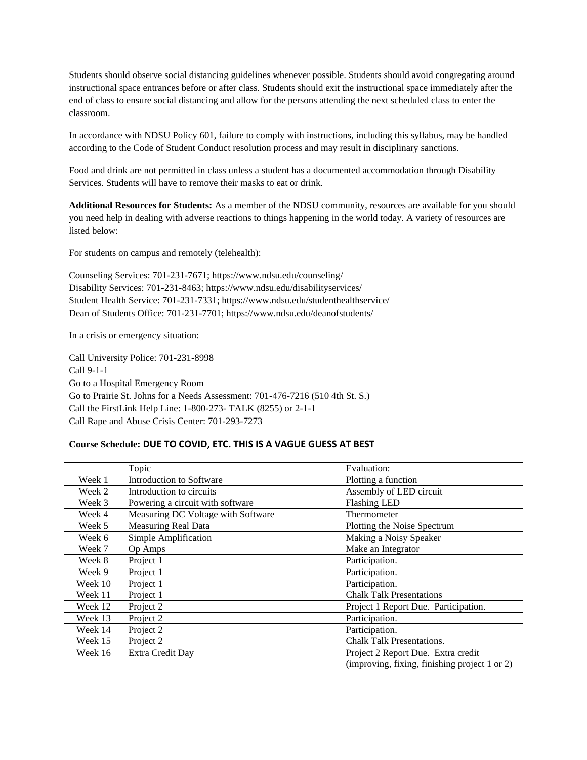Students should observe social distancing guidelines whenever possible. Students should avoid congregating around instructional space entrances before or after class. Students should exit the instructional space immediately after the end of class to ensure social distancing and allow for the persons attending the next scheduled class to enter the classroom.

In accordance with NDSU Policy 601, failure to comply with instructions, including this syllabus, may be handled according to the Code of Student Conduct resolution process and may result in disciplinary sanctions.

Food and drink are not permitted in class unless a student has a documented accommodation through Disability Services. Students will have to remove their masks to eat or drink.

**Additional Resources for Students:** As a member of the NDSU community, resources are available for you should you need help in dealing with adverse reactions to things happening in the world today. A variety of resources are listed below:

For students on campus and remotely (telehealth):

Counseling Services: 701-231-7671; https://www.ndsu.edu/counseling/
Disability Services: 701-231-8463; https://www.ndsu.edu/disabilityservices/
Student Health Service: 701-231-7331; https://www.ndsu.edu/studenthealthservice/
Dean of Students Office: 701-231-7701; https://www.ndsu.edu/deanofstudents/

In a crisis or emergency situation:

Call University Police: 701-231-8998
Call 9-1-1
Go to a Hospital Emergency Room
Go to Prairie St. Johns for a Needs Assessment: 701-476-7216 (510 4th St. S.)
Call the FirstLink Help Line: 1-800-273- TALK (8255) or 2-1-1
Call Rape and Abuse Crisis Center: 701-293-7273

**Course Schedule:** **DUE TO COVID, ETC. THIS IS A VAGUE GUESS AT BEST**

| | Topic | Evaluation: |
|---|---|---|
| Week 1 | Introduction to Software | Plotting a function |
| Week 2 | Introduction to circuits | Assembly of LED circuit |
| Week 3 | Powering a circuit with software | Flashing LED |
| Week 4 | Measuring DC Voltage with Software | Thermometer |
| Week 5 | Measuring Real Data | Plotting the Noise Spectrum |
| Week 6 | Simple Amplification | Making a Noisy Speaker |
| Week 7 | Op Amps | Make an Integrator |
| Week 8 | Project 1 | Participation. |
| Week 9 | Project 1 | Participation. |
| Week 10 | Project 1 | Participation. |
| Week 11 | Project 1 | Chalk Talk Presentations |
| Week 12 | Project 2 | Project 1 Report Due. Participation. |
| Week 13 | Project 2 | Participation. |
| Week 14 | Project 2 | Participation. |
| Week 15 | Project 2 | Chalk Talk Presentations. |
| Week 16 | Extra Credit Day | Project 2 Report Due. Extra credit (improving, fixing, finishing project 1 or 2) |